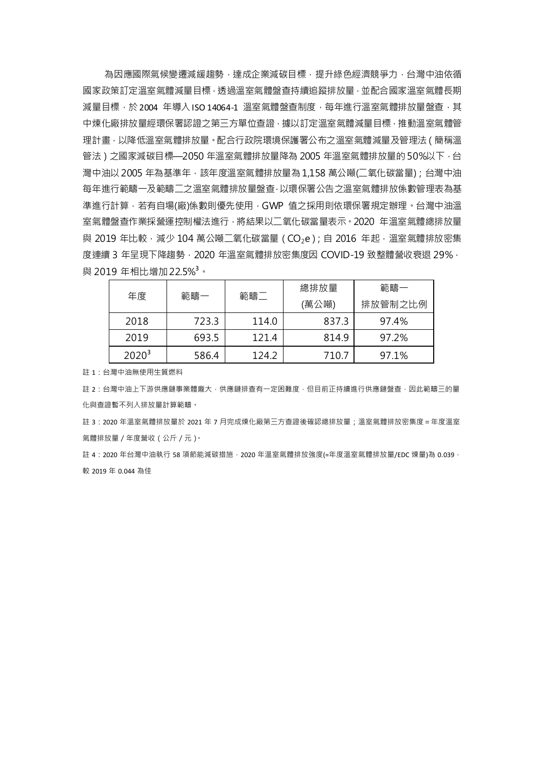為因應國際氣候變遷減緩趨勢，達成企業減碳目標，提升綠色經濟競爭力，台灣中油依循國家政策訂定溫室氣體減量目標，透過溫室氣體盤查持續追蹤排放量，並配合國家溫室氣體長期減量目標，於 2004 年導入 ISO 14064-1 溫室氣體盤查制度，每年進行溫室氣體排放量盤查，其中煉化廠排放量經環保署認證之第三方單位查證，據以訂定溫室氣體減量目標，推動溫室氣體管理計畫，以降低溫室氣體排放量。配合行政院環境保護署公布之溫室氣體減量及管理法（簡稱溫管法）之國家減碳目標—2050 年溫室氣體排放量降為 2005 年溫室氣體排放量的 50%以下，台灣中油以 2005 年為基準年，該年度溫室氣體排放量為 1,158 萬公噸(二氧化碳當量)；台灣中油每年進行範疇一及範疇二之溫室氣體排放量盤查，以環保署公告之溫室氣體排放係數管理表為基準進行計算，若有自場(廠)係數則優先使用，GWP 值之採用則依環保署規定辦理。台灣中油溫室氣體盤查作業採營運控制權法進行，將結果以二氧化碳當量表示。2020 年溫室氣體總排放量與 2019 年比較，減少 104 萬公噸二氧化碳當量（$CO_2e$）；自 2016 年起，溫室氣體排放密集度連續 3 年呈現下降趨勢，2020 年溫室氣體排放密集度因 COVID-19 致整體營收衰退 29%，與 2019 年相比增加 22.5%[3]。

| 年度 | 範疇一 | 範疇二 | 總排放量 (萬公噸) | 範疇一 排放管制之比例 |
|---|---|---|---|---|
| 2018 | 723.3 | 114.0 | 837.3 | 97.4% |
| 2019 | 693.5 | 121.4 | 814.9 | 97.2% |
| 2020[3] | 586.4 | 124.2 | 710.7 | 97.1% |

註 1：台灣中油無使用生質燃料

註 2：台灣中油上下游供應鏈事業體龐大，供應鏈排查有一定困難度，但目前正持續進行供應鏈盤查，因此範疇三的量化與查證暫不列入排放量計算範疇。

註 3：2020 年溫室氣體排放量於 2021 年 7 月完成煉化廠第三方查證後確認總排放量；溫室氣體排放密集度 = 年度溫室氣體排放量 / 年度營收（公斤 / 元）。

註 4：2020 年台灣中油執行 58 項節能減碳措施，2020 年溫室氣體排放強度(=年度溫室氣體排放量/EDC 煉量)為 0.039，較 2019 年 0.044 為佳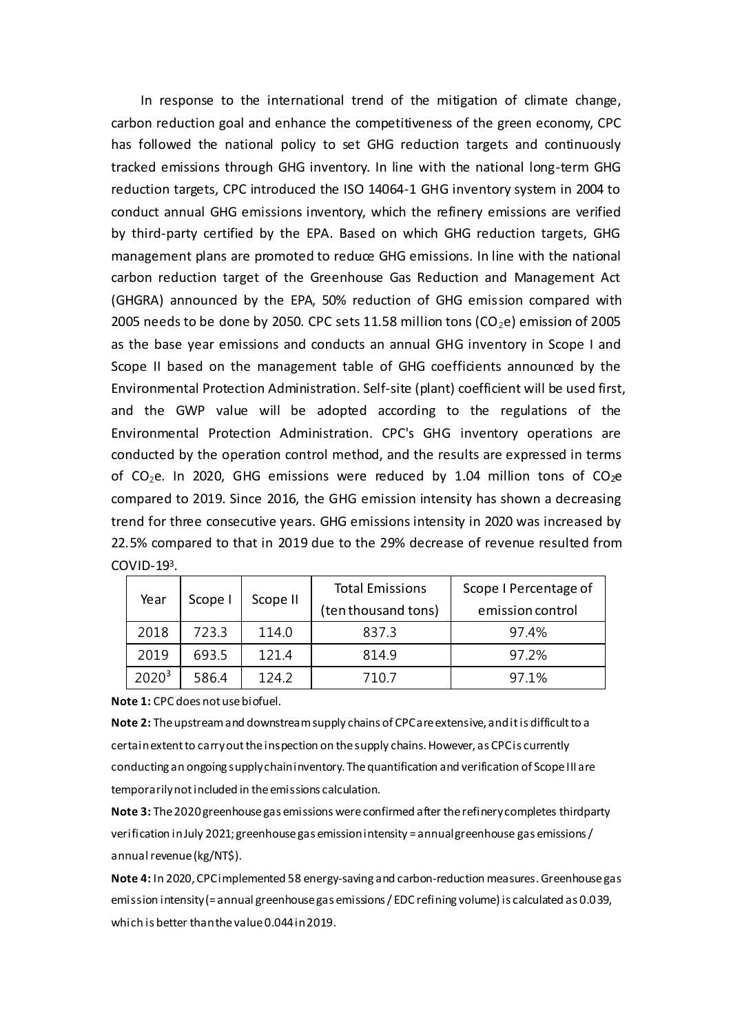In response to the international trend of the mitigation of climate change, carbon reduction goal and enhance the competitiveness of the green economy, CPC has followed the national policy to set GHG reduction targets and continuously tracked emissions through GHG inventory. In line with the national long-term GHG reduction targets, CPC introduced the ISO 14064-1 GHG inventory system in 2004 to conduct annual GHG emissions inventory, which the refinery emissions are verified by third-party certified by the EPA. Based on which GHG reduction targets, GHG management plans are promoted to reduce GHG emissions. In line with the national carbon reduction target of the Greenhouse Gas Reduction and Management Act (GHGRA) announced by the EPA, 50% reduction of GHG emission compared with 2005 needs to be done by 2050. CPC sets 11.58 million tons ($CO_2e$) emission of 2005 as the base year emissions and conducts an annual GHG inventory in Scope I and Scope II based on the management table of GHG coefficients announced by the Environmental Protection Administration. Self-site (plant) coefficient will be used first, and the GWP value will be adopted according to the regulations of the Environmental Protection Administration. CPC's GHG inventory operations are conducted by the operation control method, and the results are expressed in terms of $CO_2e$. In 2020, GHG emissions were reduced by 1.04 million tons of $CO_2e$ compared to 2019. Since 2016, the GHG emission intensity has shown a decreasing trend for three consecutive years. GHG emissions intensity in 2020 was increased by 22.5% compared to that in 2019 due to the 29% decrease of revenue resulted from COVID-19[3].

| Year | Scope I | Scope II | Total Emissions (ten thousand tons) | Scope I Percentage of emission control |
|---|---|---|---|---|
| 2018 | 723.3 | 114.0 | 837.3 | 97.4% |
| 2019 | 693.5 | 121.4 | 814.9 | 97.2% |
| 2020[3] | 586.4 | 124.2 | 710.7 | 97.1% |

**Note 1:** CPC does not use biofuel.

**Note 2:** The upstream and downstream supply chains of CPC are extensive, and it is difficult to a certain extent to carry out the inspection on the supply chains. However, as CPC is currently conducting an ongoing supply chain inventory. The quantification and verification of Scope III are temporarily not included in the emissions calculation.

**Note 3:** The 2020 greenhouse gas emissions were confirmed after the refinery completes thirdparty verification in July 2021; greenhouse gas emission intensity = annual greenhouse gas emissions / annual revenue (kg/NT$).

**Note 4:** In 2020, CPC implemented 58 energy-saving and carbon-reduction measures. Greenhouse gas emission intensity (= annual greenhouse gas emissions / EDC refining volume) is calculated as 0.039, which is better than the value 0.044 in 2019.